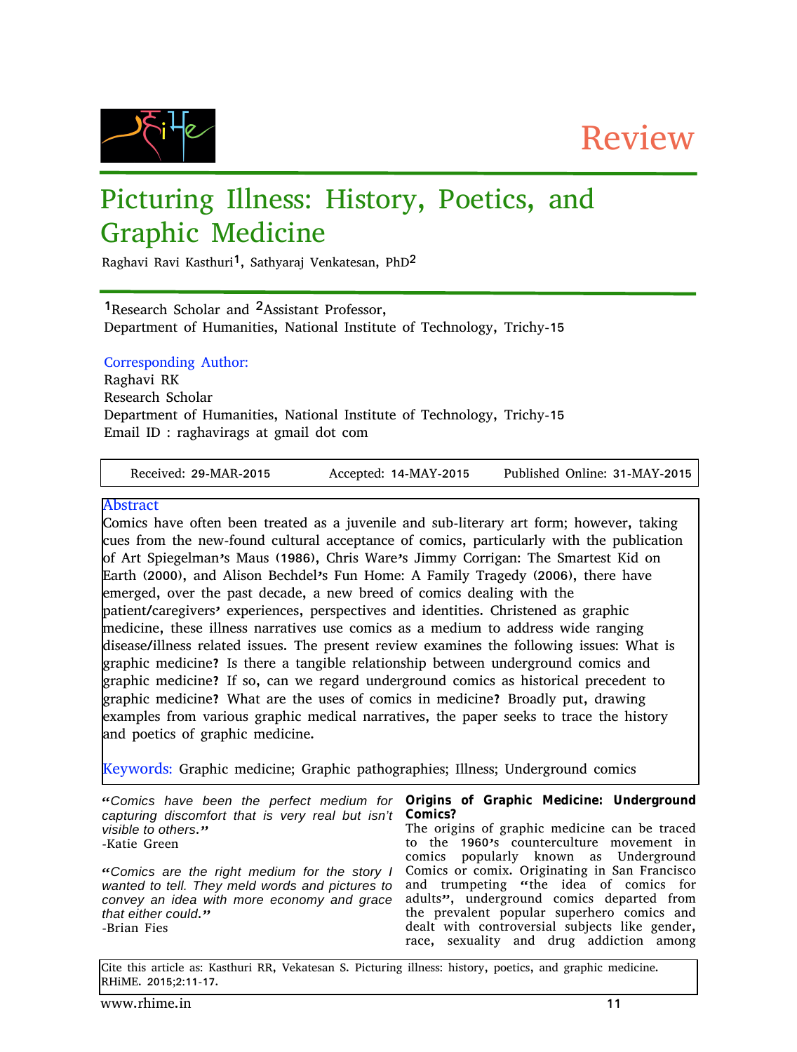Review

# Picturing Illness: History, Poetics, and Graphic Medicine

Raghavi Ravi Kasthuri[1], Sathyaraj Venkatesan, PhD[2]

[1]Research Scholar and [2]Assistant Professor,
Department of Humanities, National Institute of Technology, Trichy-15

Corresponding Author:
Raghavi RK
Research Scholar
Department of Humanities, National Institute of Technology, Trichy-15
Email ID : raghavirags at gmail dot com

Received: 29-MAR-2015 | Accepted: 14-MAY-2015 | Published Online: 31-MAY-2015

## Abstract

Comics have often been treated as a juvenile and sub-literary art form; however, taking cues from the new-found cultural acceptance of comics, particularly with the publication of Art Spiegelman's Maus (1986), Chris Ware's Jimmy Corrigan: The Smartest Kid on Earth (2000), and Alison Bechdel's Fun Home: A Family Tragedy (2006), there have emerged, over the past decade, a new breed of comics dealing with the patient/caregivers' experiences, perspectives and identities. Christened as graphic medicine, these illness narratives use comics as a medium to address wide ranging disease/illness related issues. The present review examines the following issues: What is graphic medicine? Is there a tangible relationship between underground comics and graphic medicine? If so, can we regard underground comics as historical precedent to graphic medicine? What are the uses of comics in medicine? Broadly put, drawing examples from various graphic medical narratives, the paper seeks to trace the history and poetics of graphic medicine.

Keywords: Graphic medicine; Graphic pathographies; Illness; Underground comics

*"Comics have been the perfect medium for capturing discomfort that is very real but isn't visible to others."*
-Katie Green

*"Comics are the right medium for the story I wanted to tell. They meld words and pictures to convey an idea with more economy and grace that either could."*
-Brian Fies

## Origins of Graphic Medicine: Underground Comics?

The origins of graphic medicine can be traced to the 1960's counterculture movement in comics popularly known as Underground Comics or comix. Originating in San Francisco and trumpeting "the idea of comics for adults", underground comics departed from the prevalent popular superhero comics and dealt with controversial subjects like gender, race, sexuality and drug addiction among

Cite this article as: Kasthuri RR, Vekatesan S. Picturing illness: history, poetics, and graphic medicine. RHiME. 2015;2:11-17.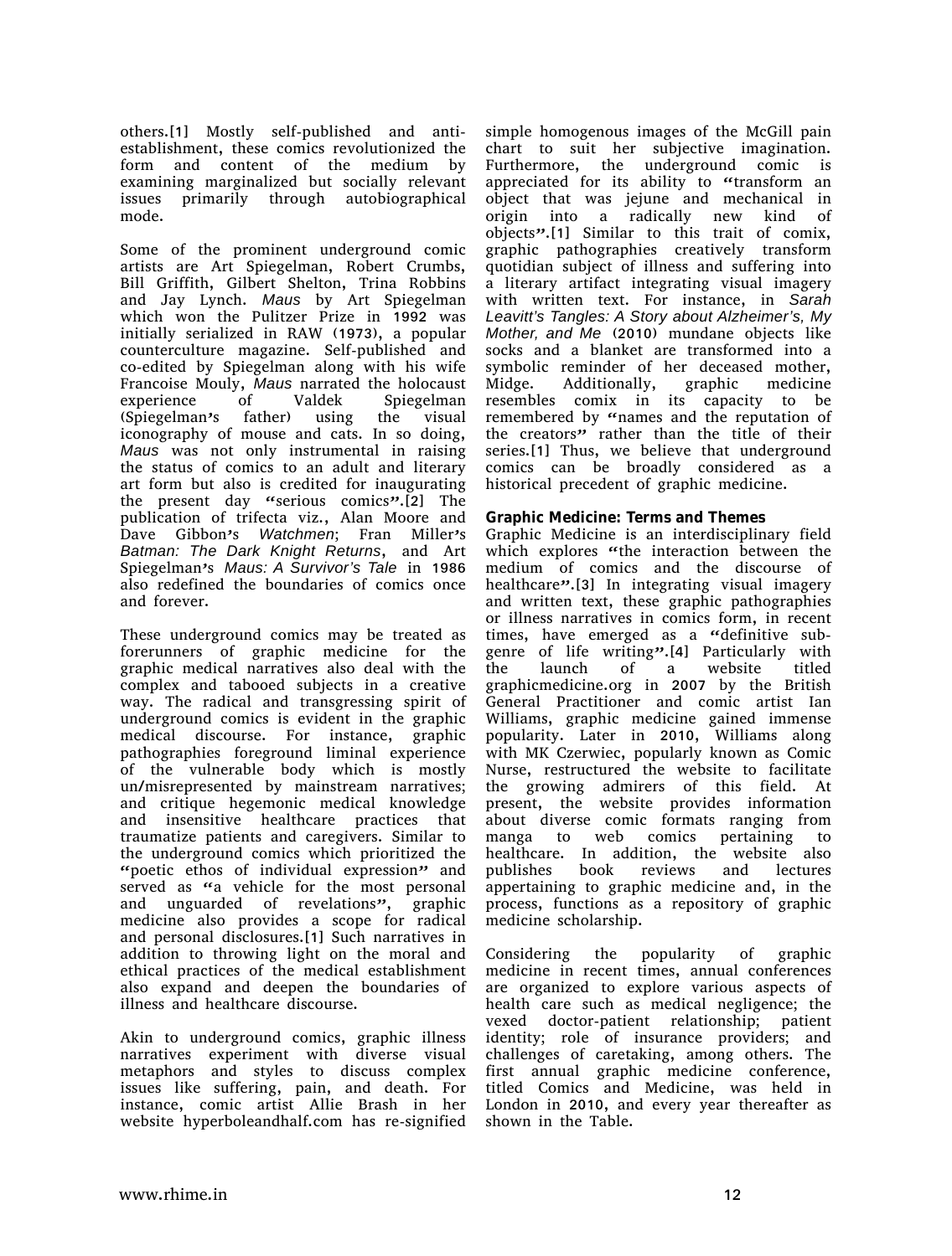others.[1] Mostly self-published and anti-establishment, these comics revolutionized the form and content of the medium by examining marginalized but socially relevant issues primarily through autobiographical mode.

Some of the prominent underground comic artists are Art Spiegelman, Robert Crumbs, Bill Griffith, Gilbert Shelton, Trina Robbins and Jay Lynch. *Maus* by Art Spiegelman which won the Pulitzer Prize in 1992 was initially serialized in RAW (1973), a popular counterculture magazine. Self-published and co-edited by Spiegelman along with his wife Francoise Mouly, *Maus* narrated the holocaust experience of Valdek Spiegelman (Spiegelman's father) using the visual iconography of mouse and cats. In so doing, *Maus* was not only instrumental in raising the status of comics to an adult and literary art form but also is credited for inaugurating the present day "serious comics".[2] The publication of trifecta viz., Alan Moore and Dave Gibbon's *Watchmen*; Fran Miller's *Batman: The Dark Knight Returns*, and Art Spiegelman's *Maus: A Survivor's Tale* in 1986 also redefined the boundaries of comics once and forever.

These underground comics may be treated as forerunners of graphic medicine for the graphic medical narratives also deal with the complex and tabooed subjects in a creative way. The radical and transgressing spirit of underground comics is evident in the graphic medical discourse. For instance, graphic pathographies foreground liminal experience of the vulnerable body which is mostly un/misrepresented by mainstream narratives; and critique hegemonic medical knowledge and insensitive healthcare practices that traumatize patients and caregivers. Similar to the underground comics which prioritized the "poetic ethos of individual expression" and served as "a vehicle for the most personal and unguarded of revelations", graphic medicine also provides a scope for radical and personal disclosures.[1] Such narratives in addition to throwing light on the moral and ethical practices of the medical establishment also expand and deepen the boundaries of illness and healthcare discourse.

Akin to underground comics, graphic illness narratives experiment with diverse visual metaphors and styles to discuss complex issues like suffering, pain, and death. For instance, comic artist Allie Brash in her website hyperboleandhalf.com has re-signified simple homogenous images of the McGill pain chart to suit her subjective imagination. Furthermore, the underground comic is appreciated for its ability to "transform an object that was jejune and mechanical in origin into a radically new kind of objects".[1] Similar to this trait of comix, graphic pathographies creatively transform quotidian subject of illness and suffering into a literary artifact integrating visual imagery with written text. For instance, in *Sarah Leavitt's Tangles: A Story about Alzheimer's, My Mother, and Me* (2010) mundane objects like socks and a blanket are transformed into a symbolic reminder of her deceased mother, Midge. Additionally, graphic medicine resembles comix in its capacity to be remembered by "names and the reputation of the creators" rather than the title of their series.[1] Thus, we believe that underground comics can be broadly considered as a historical precedent of graphic medicine.

**Graphic Medicine: Terms and Themes**

Graphic Medicine is an interdisciplinary field which explores "the interaction between the medium of comics and the discourse of healthcare".[3] In integrating visual imagery and written text, these graphic pathographies or illness narratives in comics form, in recent times, have emerged as a "definitive sub-genre of life writing".[4] Particularly with the launch of a website titled graphicmedicine.org in 2007 by the British General Practitioner and comic artist Ian Williams, graphic medicine gained immense popularity. Later in 2010, Williams along with MK Czerwiec, popularly known as Comic Nurse, restructured the website to facilitate the growing admirers of this field. At present, the website provides information about diverse comic formats ranging from manga to web comics pertaining to healthcare. In addition, the website also publishes book reviews and lectures appertaining to graphic medicine and, in the process, functions as a repository of graphic medicine scholarship.

Considering the popularity of graphic medicine in recent times, annual conferences are organized to explore various aspects of health care such as medical negligence; the vexed doctor-patient relationship; patient identity; role of insurance providers; and challenges of caretaking, among others. The first annual graphic medicine conference, titled Comics and Medicine, was held in London in 2010, and every year thereafter as shown in the Table.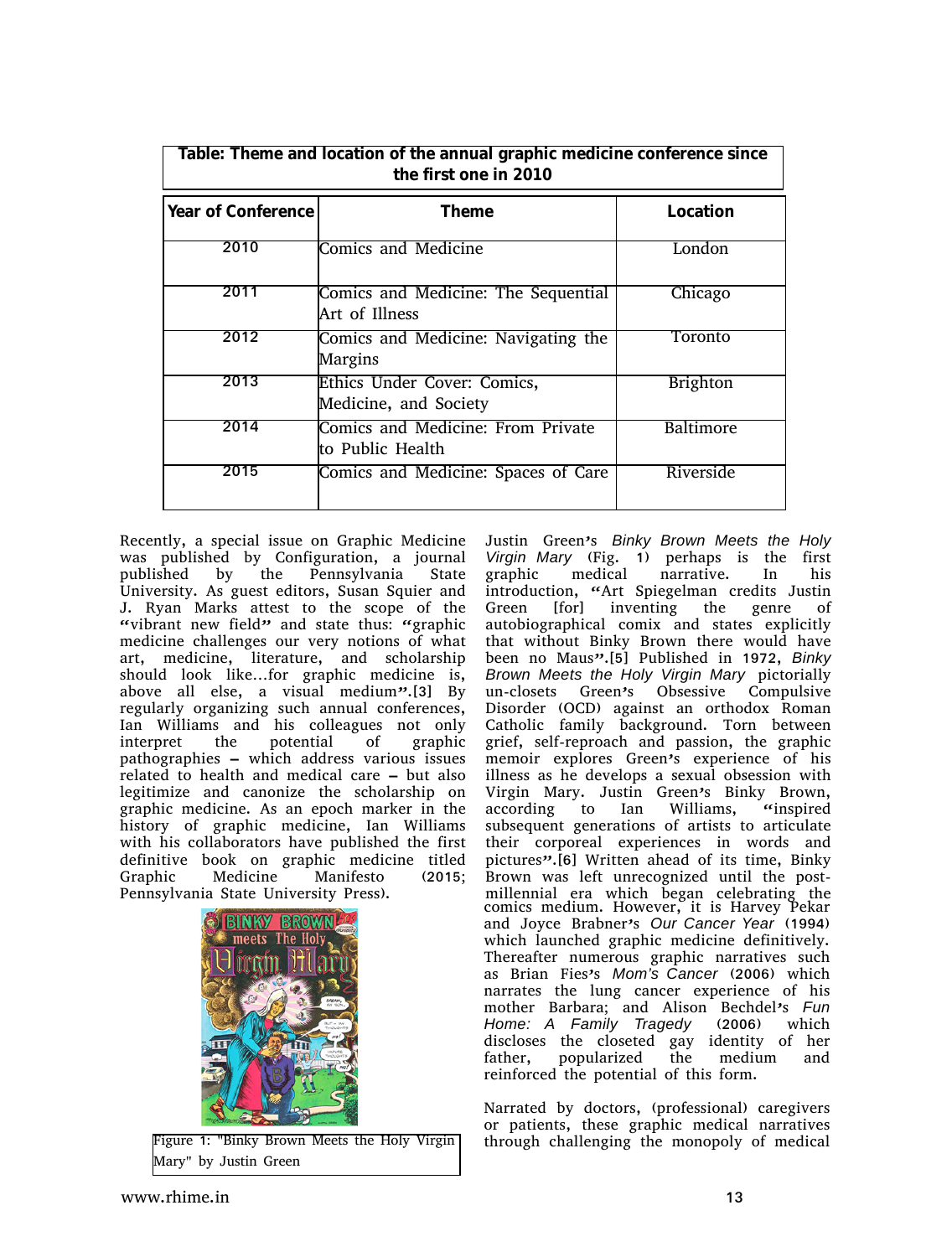**Table: Theme and location of the annual graphic medicine conference since the first one in 2010**

| Year of Conference | Theme | Location |
|---|---|---|
| 2010 | Comics and Medicine | London |
| 2011 | Comics and Medicine: The Sequential Art of Illness | Chicago |
| 2012 | Comics and Medicine: Navigating the Margins | Toronto |
| 2013 | Ethics Under Cover: Comics, Medicine, and Society | Brighton |
| 2014 | Comics and Medicine: From Private to Public Health | Baltimore |
| 2015 | Comics and Medicine: Spaces of Care | Riverside |

Recently, a special issue on Graphic Medicine was published by Configuration, a journal published by the Pennsylvania State University. As guest editors, Susan Squier and J. Ryan Marks attest to the scope of the "vibrant new field" and state thus: "graphic medicine challenges our very notions of what art, medicine, literature, and scholarship should look like…for graphic medicine is, above all else, a visual medium".[3] By regularly organizing such annual conferences, Ian Williams and his colleagues not only interpret the potential of graphic pathographies – which address various issues related to health and medical care – but also legitimize and canonize the scholarship on graphic medicine. As an epoch marker in the history of graphic medicine, Ian Williams with his collaborators have published the first definitive book on graphic medicine titled Graphic Medicine Manifesto (2015; Pennsylvania State University Press).

Figure 1: "Binky Brown Meets the Holy Virgin Mary" by Justin Green

Justin Green's *Binky Brown Meets the Holy Virgin Mary* (Fig. 1) perhaps is the first graphic medical narrative. In his introduction, "Art Spiegelman credits Justin Green [for] inventing the genre of autobiographical comix and states explicitly that without Binky Brown there would have been no Maus".[5] Published in 1972, *Binky Brown Meets the Holy Virgin Mary* pictorially un-closets Green's Obsessive Compulsive Disorder (OCD) against an orthodox Roman Catholic family background. Torn between grief, self-reproach and passion, the graphic memoir explores Green's experience of his illness as he develops a sexual obsession with Virgin Mary. Justin Green's Binky Brown, according to Ian Williams, "inspired subsequent generations of artists to articulate their corporeal experiences in words and pictures".[6] Written ahead of its time, Binky Brown was left unrecognized until the post-millennial era which began celebrating the comics medium. However, it is Harvey Pekar and Joyce Brabner's *Our Cancer Year* (1994) which launched graphic medicine definitively. Thereafter numerous graphic narratives such as Brian Fies's *Mom's Cancer* (2006) which narrates the lung cancer experience of his mother Barbara; and Alison Bechdel's *Fun Home: A Family Tragedy* (2006) which discloses the closeted gay identity of her father, popularized the medium and reinforced the potential of this form.

Narrated by doctors, (professional) caregivers or patients, these graphic medical narratives through challenging the monopoly of medical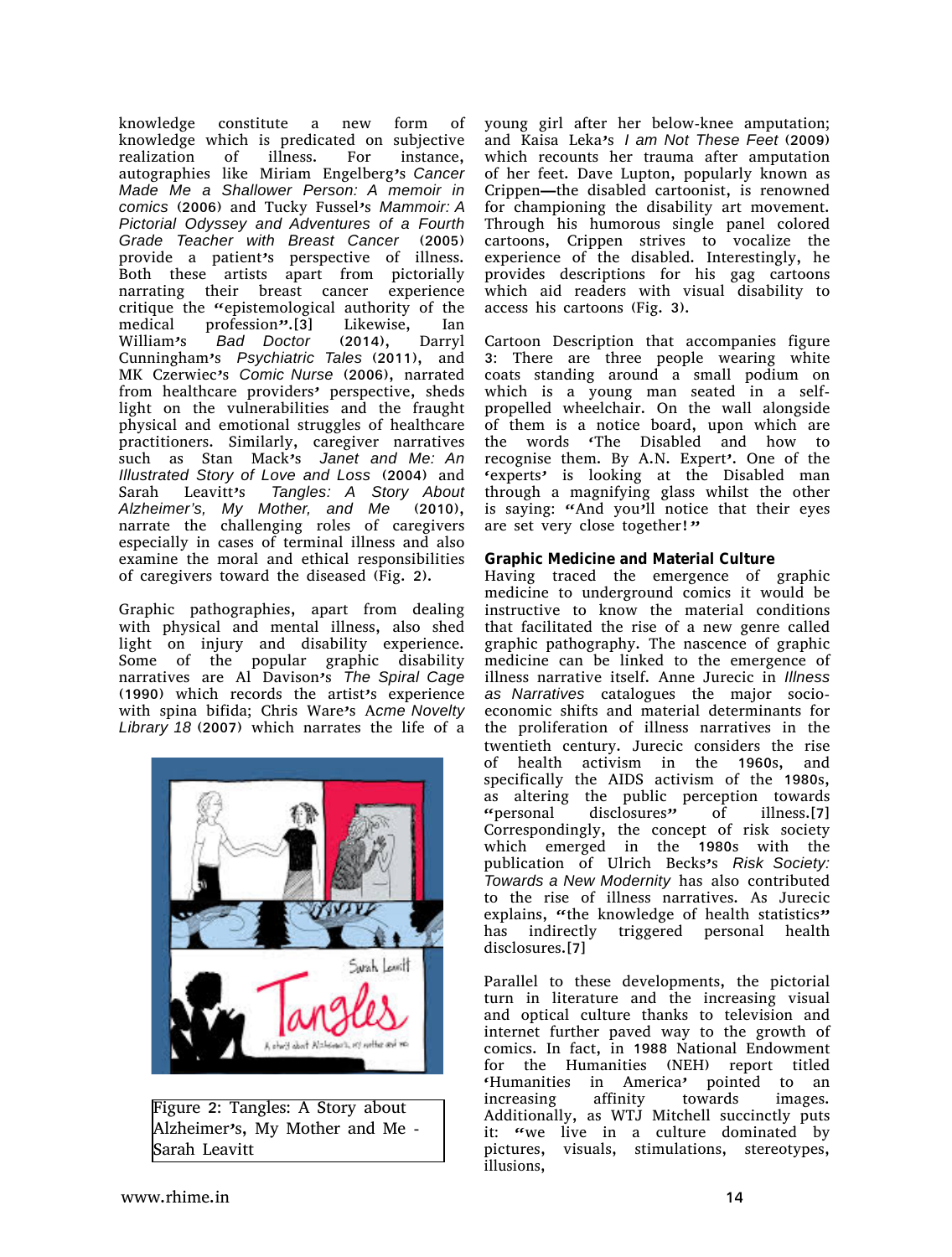knowledge constitute a new form of knowledge which is predicated on subjective realization of illness. For instance, autographies like Miriam Engelberg's *Cancer Made Me a Shallower Person: A memoir in comics* (2006) and Tucky Fussel's *Mammoir: A Pictorial Odyssey and Adventures of a Fourth Grade Teacher with Breast Cancer* (2005) provide a patient's perspective of illness. Both these artists apart from pictorially narrating their breast cancer experience critique the "epistemological authority of the medical profession".[3] Likewise, Ian William's *Bad Doctor* (2014), Darryl Cunningham's *Psychiatric Tales* (2011), and MK Czerwiec's *Comic Nurse* (2006), narrated from healthcare providers' perspective, sheds light on the vulnerabilities and the fraught physical and emotional struggles of healthcare practitioners. Similarly, caregiver narratives such as Stan Mack's *Janet and Me: An Illustrated Story of Love and Loss* (2004) and Sarah Leavitt's *Tangles: A Story About Alzheimer's, My Mother, and Me* (2010), narrate the challenging roles of caregivers especially in cases of terminal illness and also examine the moral and ethical responsibilities of caregivers toward the diseased (Fig. 2).

Graphic pathographies, apart from dealing with physical and mental illness, also shed light on injury and disability experience. Some of the popular graphic disability narratives are Al Davison's *The Spiral Cage* (1990) which records the artist's experience with spina bifida; Chris Ware's *Acme Novelty Library 18* (2007) which narrates the life of a young girl after her below-knee amputation; and Kaisa Leka's *I am Not These Feet* (2009) which recounts her trauma after amputation of her feet. Dave Lupton, popularly known as Crippen—the disabled cartoonist, is renowned for championing the disability art movement. Through his humorous single panel colored cartoons, Crippen strives to vocalize the experience of the disabled. Interestingly, he provides descriptions for his gag cartoons which aid readers with visual disability to access his cartoons (Fig. 3).

Figure 2: Tangles: A Story about Alzheimer's, My Mother and Me - Sarah Leavitt

Cartoon Description that accompanies figure 3: There are three people wearing white coats standing around a small podium on which is a young man seated in a self-propelled wheelchair. On the wall alongside of them is a notice board, upon which are the words 'The Disabled and how to recognise them. By A.N. Expert'. One of the 'experts' is looking at the Disabled man through a magnifying glass whilst the other is saying: "And you'll notice that their eyes are set very close together!"

## Graphic Medicine and Material Culture

Having traced the emergence of graphic medicine to underground comics it would be instructive to know the material conditions that facilitated the rise of a new genre called graphic pathography. The nascence of graphic medicine can be linked to the emergence of illness narrative itself. Anne Jurecic in *Illness as Narratives* catalogues the major socio-economic shifts and material determinants for the proliferation of illness narratives in the twentieth century. Jurecic considers the rise of health activism in the 1960s, and specifically the AIDS activism of the 1980s, as altering the public perception towards "personal disclosures" of illness.[7] Correspondingly, the concept of risk society which emerged in the 1980s with the publication of Ulrich Becks's *Risk Society: Towards a New Modernity* has also contributed to the rise of illness narratives. As Jurecic explains, "the knowledge of health statistics" has indirectly triggered personal health disclosures.[7]

Parallel to these developments, the pictorial turn in literature and the increasing visual and optical culture thanks to television and internet further paved way to the growth of comics. In fact, in 1988 National Endowment for the Humanities (NEH) report titled 'Humanities in America' pointed to an increasing affinity towards images. Additionally, as WTJ Mitchell succinctly puts it: "we live in a culture dominated by pictures, visuals, stimulations, stereotypes, illusions,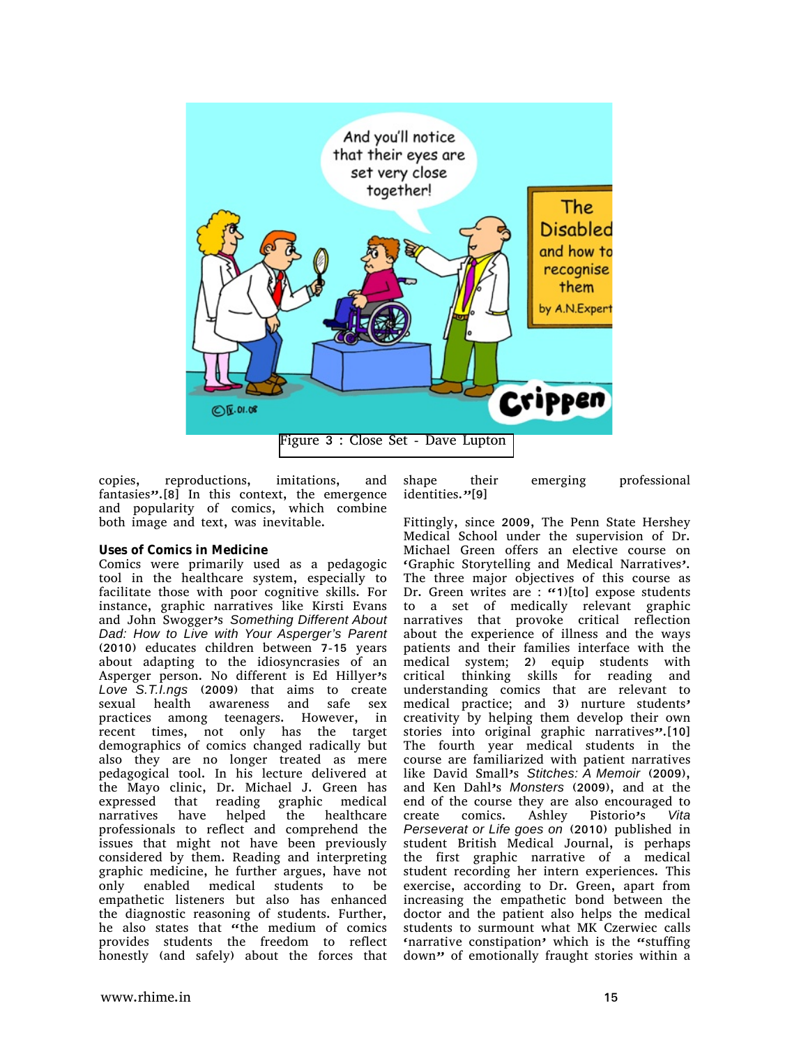Figure 3 : Close Set - Dave Lupton

copies, reproductions, imitations, and fantasies".[8] In this context, the emergence and popularity of comics, which combine both image and text, was inevitable.

**Uses of Comics in Medicine**

Comics were primarily used as a pedagogic tool in the healthcare system, especially to facilitate those with poor cognitive skills. For instance, graphic narratives like Kirsti Evans and John Swogger's *Something Different About Dad: How to Live with Your Asperger's Parent* (2010) educates children between 7-15 years about adapting to the idiosyncrasies of an Asperger person. No different is Ed Hillyer's *Love S.T.I.ngs* (2009) that aims to create sexual health awareness and safe sex practices among teenagers. However, in recent times, not only has the target demographics of comics changed radically but also they are no longer treated as mere pedagogical tool. In his lecture delivered at the Mayo clinic, Dr. Michael J. Green has expressed that reading graphic medical narratives have helped the healthcare professionals to reflect and comprehend the issues that might not have been previously considered by them. Reading and interpreting graphic medicine, he further argues, have not only enabled medical students to be empathetic listeners but also has enhanced the diagnostic reasoning of students. Further, he also states that "the medium of comics provides students the freedom to reflect honestly (and safely) about the forces that shape their emerging professional identities."[9]

Fittingly, since 2009, The Penn State Hershey Medical School under the supervision of Dr. Michael Green offers an elective course on 'Graphic Storytelling and Medical Narratives'. The three major objectives of this course as Dr. Green writes are : "1)[to] expose students to a set of medically relevant graphic narratives that provoke critical reflection about the experience of illness and the ways patients and their families interface with the medical system; 2) equip students with critical thinking skills for reading and understanding comics that are relevant to medical practice; and 3) nurture students' creativity by helping them develop their own stories into original graphic narratives".[10] The fourth year medical students in the course are familiarized with patient narratives like David Small's *Stitches: A Memoir* (2009), and Ken Dahl's *Monsters* (2009), and at the end of the course they are also encouraged to create comics. Ashley Pistorio's *Vita Perseverat or Life goes on* (2010) published in student British Medical Journal, is perhaps the first graphic narrative of a medical student recording her intern experiences. This exercise, according to Dr. Green, apart from increasing the empathetic bond between the doctor and the patient also helps the medical students to surmount what MK Czerwiec calls 'narrative constipation' which is the "stuffing down" of emotionally fraught stories within a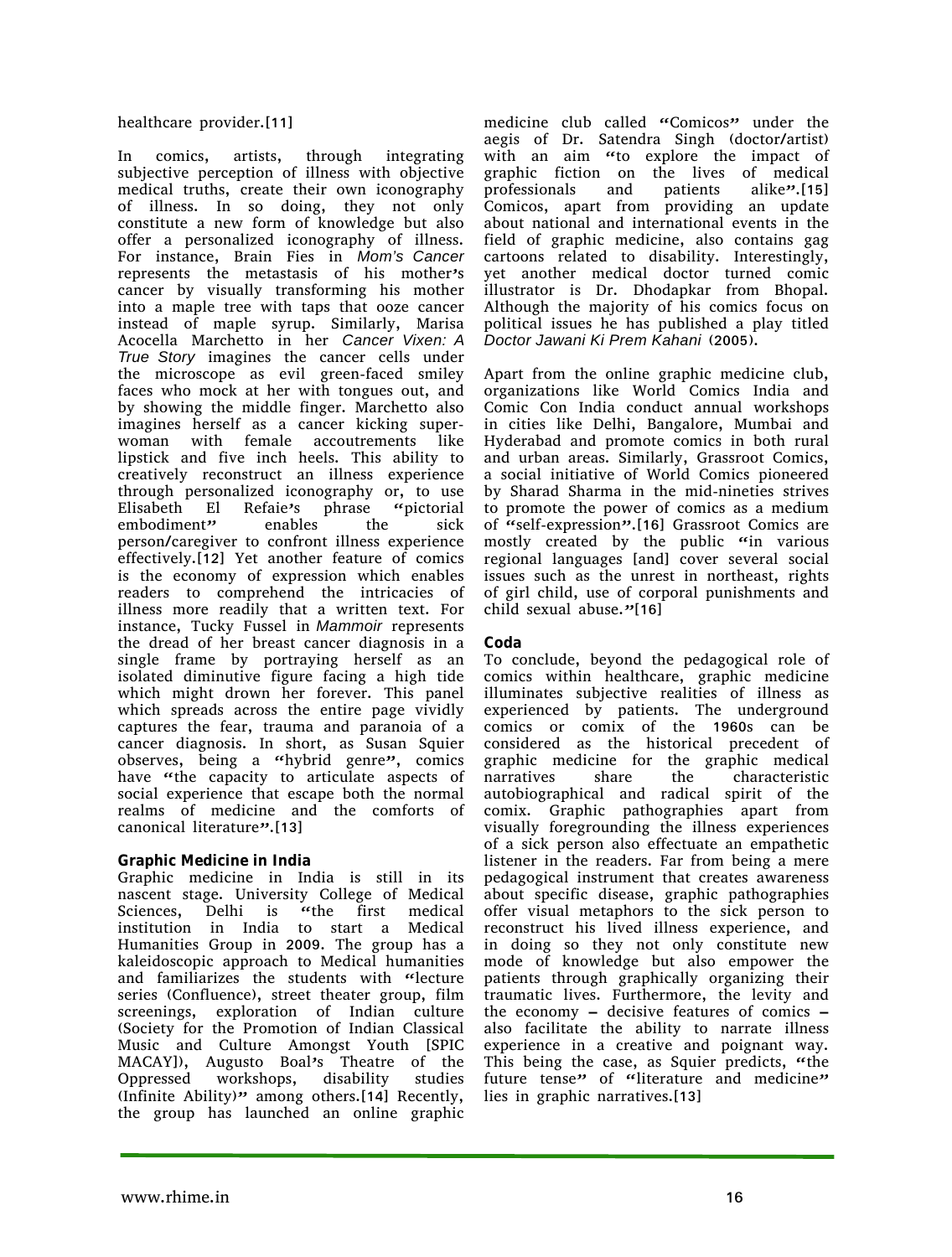healthcare provider.[11]

In comics, artists, through integrating subjective perception of illness with objective medical truths, create their own iconography of illness. In so doing, they not only constitute a new form of knowledge but also offer a personalized iconography of illness. For instance, Brain Fies in *Mom's Cancer* represents the metastasis of his mother's cancer by visually transforming his mother into a maple tree with taps that ooze cancer instead of maple syrup. Similarly, Marisa Acocella Marchetto in her *Cancer Vixen: A True Story* imagines the cancer cells under the microscope as evil green-faced smiley faces who mock at her with tongues out, and by showing the middle finger. Marchetto also imagines herself as a cancer kicking super-woman with female accoutrements like lipstick and five inch heels. This ability to creatively reconstruct an illness experience through personalized iconography or, to use Elisabeth El Refaie's phrase "pictorial embodiment" enables the sick person/caregiver to confront illness experience effectively.[12] Yet another feature of comics is the economy of expression which enables readers to comprehend the intricacies of illness more readily that a written text. For instance, Tucky Fussel in *Mammoir* represents the dread of her breast cancer diagnosis in a single frame by portraying herself as an isolated diminutive figure facing a high tide which might drown her forever. This panel which spreads across the entire page vividly captures the fear, trauma and paranoia of a cancer diagnosis. In short, as Susan Squier observes, being a "hybrid genre", comics have "the capacity to articulate aspects of social experience that escape both the normal realms of medicine and the comforts of canonical literature".[13]

**Graphic Medicine in India**

Graphic medicine in India is still in its nascent stage. University College of Medical Sciences, Delhi is "the first medical institution in India to start a Medical Humanities Group in 2009. The group has a kaleidoscopic approach to Medical humanities and familiarizes the students with "lecture series (Confluence), street theater group, film screenings, exploration of Indian culture (Society for the Promotion of Indian Classical Music and Culture Amongst Youth [SPIC MACAY]), Augusto Boal's Theatre of the Oppressed workshops, disability studies (Infinite Ability)" among others.[14] Recently, the group has launched an online graphic medicine club called "Comicos" under the aegis of Dr. Satendra Singh (doctor/artist) with an aim "to explore the impact of graphic fiction on the lives of medical professionals and patients alike".[15] Comicos, apart from providing an update about national and international events in the field of graphic medicine, also contains gag cartoons related to disability. Interestingly, yet another medical doctor turned comic illustrator is Dr. Dhodapkar from Bhopal. Although the majority of his comics focus on political issues he has published a play titled *Doctor Jawani Ki Prem Kahani* (2005).

Apart from the online graphic medicine club, organizations like World Comics India and Comic Con India conduct annual workshops in cities like Delhi, Bangalore, Mumbai and Hyderabad and promote comics in both rural and urban areas. Similarly, Grassroot Comics, a social initiative of World Comics pioneered by Sharad Sharma in the mid-nineties strives to promote the power of comics as a medium of "self-expression".[16] Grassroot Comics are mostly created by the public "in various regional languages [and] cover several social issues such as the unrest in northeast, rights of girl child, use of corporal punishments and child sexual abuse."[16]

**Coda**

To conclude, beyond the pedagogical role of comics within healthcare, graphic medicine illuminates subjective realities of illness as experienced by patients. The underground comics or comix of the 1960s can be considered as the historical precedent of graphic medicine for the graphic medical narratives share the characteristic autobiographical and radical spirit of the comix. Graphic pathographies apart from visually foregrounding the illness experiences of a sick person also effectuate an empathetic listener in the readers. Far from being a mere pedagogical instrument that creates awareness about specific disease, graphic pathographies offer visual metaphors to the sick person to reconstruct his lived illness experience, and in doing so they not only constitute new mode of knowledge but also empower the patients through graphically organizing their traumatic lives. Furthermore, the levity and the economy – decisive features of comics – also facilitate the ability to narrate illness experience in a creative and poignant way. This being the case, as Squier predicts, "the future tense" of "literature and medicine" lies in graphic narratives.[13]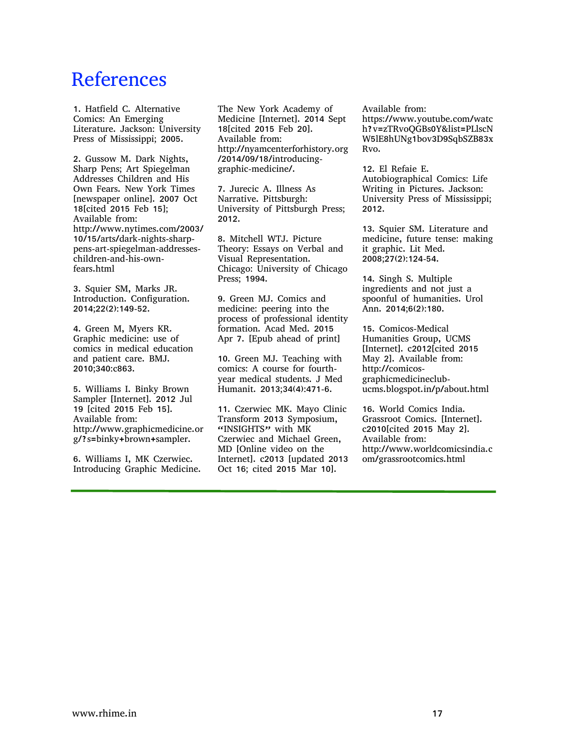# References

1. Hatfield C. Alternative Comics: An Emerging Literature. Jackson: University Press of Mississippi; 2005.

2. Gussow M. Dark Nights, Sharp Pens; Art Spiegelman Addresses Children and His Own Fears. New York Times [newspaper online]. 2007 Oct 18[cited 2015 Feb 15]; Available from: http://www.nytimes.com/2003/10/15/arts/dark-nights-sharp-pens-art-spiegelman-addresses-children-and-his-own-fears.html

3. Squier SM, Marks JR. Introduction. Configuration. 2014;22(2):149-52.

4. Green M, Myers KR. Graphic medicine: use of comics in medical education and patient care. BMJ. 2010;340:c863.

5. Williams I. Binky Brown Sampler [Internet]. 2012 Jul 19 [cited 2015 Feb 15]. Available from: http://www.graphicmedicine.org/?s=binky+brown+sampler.

6. Williams I, MK Czerwiec. Introducing Graphic Medicine. The New York Academy of Medicine [Internet]. 2014 Sept 18[cited 2015 Feb 20]. Available from: http://nyamcenterforhistory.org/2014/09/18/introducing-graphic-medicine/.

7. Jurecic A. Illness As Narrative. Pittsburgh: University of Pittsburgh Press; 2012.

8. Mitchell WTJ. Picture Theory: Essays on Verbal and Visual Representation. Chicago: University of Chicago Press; 1994.

9. Green MJ. Comics and medicine: peering into the process of professional identity formation. Acad Med. 2015 Apr 7. [Epub ahead of print]

10. Green MJ. Teaching with comics: A course for fourth-year medical students. J Med Humanit. 2013;34(4):471-6.

11. Czerwiec MK. Mayo Clinic Transform 2013 Symposium, "INSIGHTS" with MK Czerwiec and Michael Green, MD [Online video on the Internet]. c2013 [updated 2013 Oct 16; cited 2015 Mar 10]. Available from: https://www.youtube.com/watch?v=zTRvoQGBs0Y&list=PLlscNW5lE8hUNg1bov3D9SqbSZB83xRvo.

12. El Refaie E. Autobiographical Comics: Life Writing in Pictures. Jackson: University Press of Mississippi; 2012.

13. Squier SM. Literature and medicine, future tense: making it graphic. Lit Med. 2008;27(2):124-54.

14. Singh S. Multiple ingredients and not just a spoonful of humanities. Urol Ann. 2014;6(2):180.

15. Comicos-Medical Humanities Group, UCMS [Internet]. c2012[cited 2015 May 2]. Available from: http://comicos-graphicmedicineclub-ucms.blogspot.in/p/about.html

16. World Comics India. Grassroot Comics. [Internet]. c2010[cited 2015 May 2]. Available from: http://www.worldcomicsindia.com/grassrootcomics.html